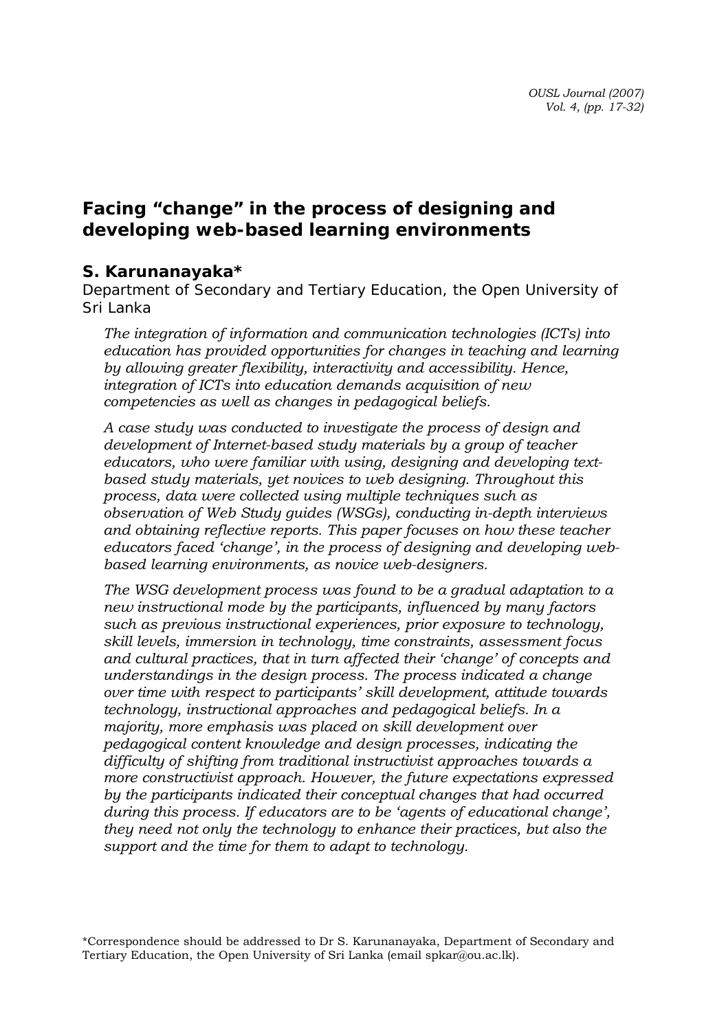# Facing "change" in the process of designing and developing web-based learning environments

## S. Karunanayaka*

Department of Secondary and Tertiary Education, the Open University of Sri Lanka

*The integration of information and communication technologies (ICTs) into education has provided opportunities for changes in teaching and learning by allowing greater flexibility, interactivity and accessibility. Hence, integration of ICTs into education demands acquisition of new competencies as well as changes in pedagogical beliefs.*

*A case study was conducted to investigate the process of design and development of Internet-based study materials by a group of teacher educators, who were familiar with using, designing and developing text-based study materials, yet novices to web designing. Throughout this process, data were collected using multiple techniques such as observation of Web Study guides (WSGs), conducting in-depth interviews and obtaining reflective reports. This paper focuses on how these teacher educators faced 'change', in the process of designing and developing web-based learning environments, as novice web-designers.*

*The WSG development process was found to be a gradual adaptation to a new instructional mode by the participants, influenced by many factors such as previous instructional experiences, prior exposure to technology, skill levels, immersion in technology, time constraints, assessment focus and cultural practices, that in turn affected their 'change' of concepts and understandings in the design process. The process indicated a change over time with respect to participants' skill development, attitude towards technology, instructional approaches and pedagogical beliefs. In a majority, more emphasis was placed on skill development over pedagogical content knowledge and design processes, indicating the difficulty of shifting from traditional instructivist approaches towards a more constructivist approach. However, the future expectations expressed by the participants indicated their conceptual changes that had occurred during this process. If educators are to be 'agents of educational change', they need not only the technology to enhance their practices, but also the support and the time for them to adapt to technology.*

*Correspondence should be addressed to Dr S. Karunanayaka, Department of Secondary and Tertiary Education, the Open University of Sri Lanka (email spkar@ou.ac.lk).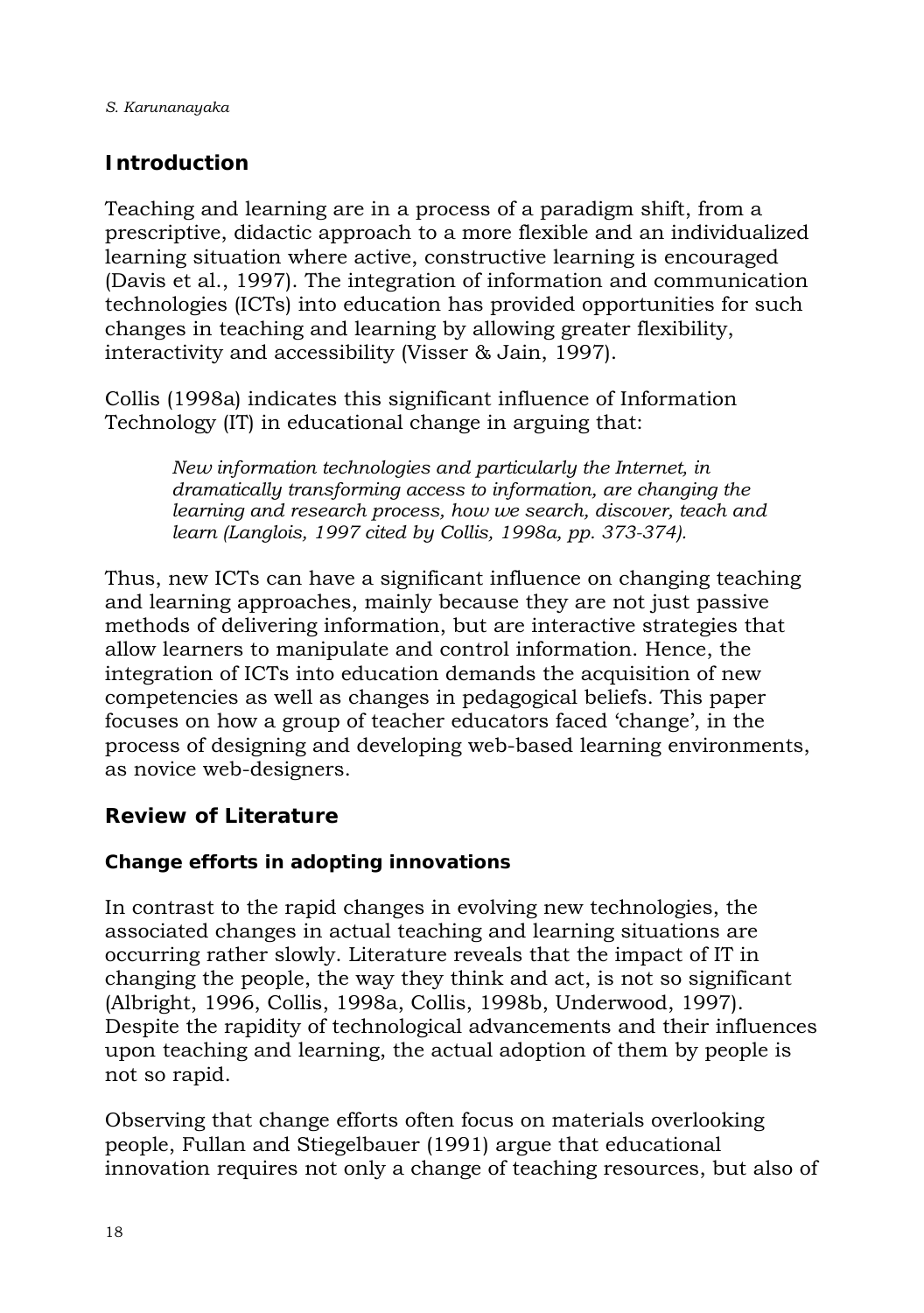## Introduction

Teaching and learning are in a process of a paradigm shift, from a prescriptive, didactic approach to a more flexible and an individualized learning situation where active, constructive learning is encouraged (Davis et al., 1997). The integration of information and communication technologies (ICTs) into education has provided opportunities for such changes in teaching and learning by allowing greater flexibility, interactivity and accessibility (Visser & Jain, 1997).

Collis (1998a) indicates this significant influence of Information Technology (IT) in educational change in arguing that:

> *New information technologies and particularly the Internet, in dramatically transforming access to information, are changing the learning and research process, how we search, discover, teach and learn (Langlois, 1997 cited by Collis, 1998a, pp. 373-374).*

Thus, new ICTs can have a significant influence on changing teaching and learning approaches, mainly because they are not just passive methods of delivering information, but are interactive strategies that allow learners to manipulate and control information. Hence, the integration of ICTs into education demands the acquisition of new competencies as well as changes in pedagogical beliefs. This paper focuses on how a group of teacher educators faced 'change', in the process of designing and developing web-based learning environments, as novice web-designers.

## Review of Literature

### Change efforts in adopting innovations

In contrast to the rapid changes in evolving new technologies, the associated changes in actual teaching and learning situations are occurring rather slowly. Literature reveals that the impact of IT in changing the people, the way they think and act, is not so significant (Albright, 1996, Collis, 1998a, Collis, 1998b, Underwood, 1997). Despite the rapidity of technological advancements and their influences upon teaching and learning, the actual adoption of them by people is not so rapid.

Observing that change efforts often focus on materials overlooking people, Fullan and Stiegelbauer (1991) argue that educational innovation requires not only a change of teaching resources, but also of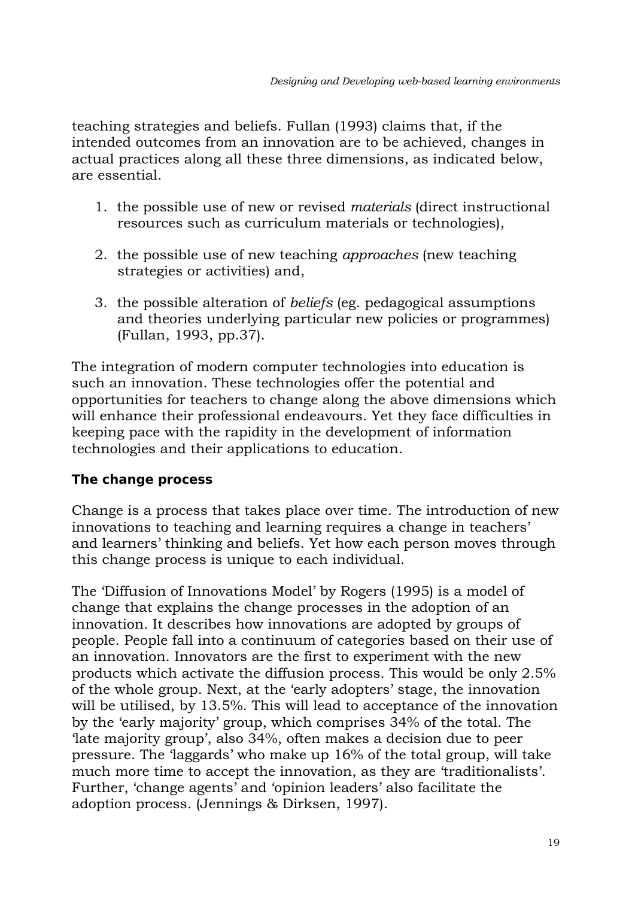teaching strategies and beliefs. Fullan (1993) claims that, if the intended outcomes from an innovation are to be achieved, changes in actual practices along all these three dimensions, as indicated below, are essential.

1. the possible use of new or revised *materials* (direct instructional resources such as curriculum materials or technologies),
2. the possible use of new teaching *approaches* (new teaching strategies or activities) and,
3. the possible alteration of *beliefs* (eg. pedagogical assumptions and theories underlying particular new policies or programmes) (Fullan, 1993, pp.37).

The integration of modern computer technologies into education is such an innovation. These technologies offer the potential and opportunities for teachers to change along the above dimensions which will enhance their professional endeavours. Yet they face difficulties in keeping pace with the rapidity in the development of information technologies and their applications to education.

### The change process

Change is a process that takes place over time. The introduction of new innovations to teaching and learning requires a change in teachers' and learners' thinking and beliefs. Yet how each person moves through this change process is unique to each individual.

The 'Diffusion of Innovations Model' by Rogers (1995) is a model of change that explains the change processes in the adoption of an innovation. It describes how innovations are adopted by groups of people. People fall into a continuum of categories based on their use of an innovation. Innovators are the first to experiment with the new products which activate the diffusion process. This would be only 2.5% of the whole group. Next, at the 'early adopters' stage, the innovation will be utilised, by 13.5%. This will lead to acceptance of the innovation by the 'early majority' group, which comprises 34% of the total. The 'late majority group', also 34%, often makes a decision due to peer pressure. The 'laggards' who make up 16% of the total group, will take much more time to accept the innovation, as they are 'traditionalists'. Further, 'change agents' and 'opinion leaders' also facilitate the adoption process. (Jennings & Dirksen, 1997).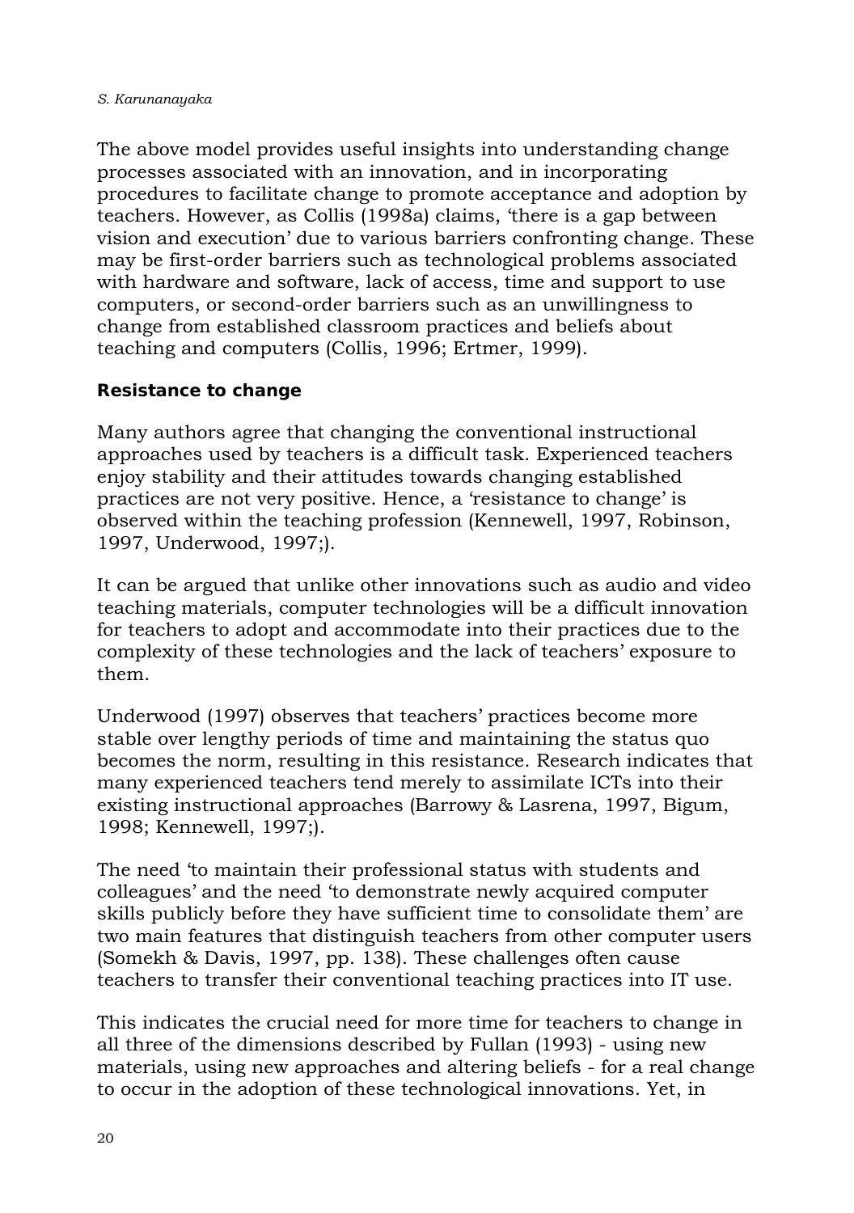The above model provides useful insights into understanding change processes associated with an innovation, and in incorporating procedures to facilitate change to promote acceptance and adoption by teachers. However, as Collis (1998a) claims, 'there is a gap between vision and execution' due to various barriers confronting change. These may be first-order barriers such as technological problems associated with hardware and software, lack of access, time and support to use computers, or second-order barriers such as an unwillingness to change from established classroom practices and beliefs about teaching and computers (Collis, 1996; Ertmer, 1999).

### Resistance to change

Many authors agree that changing the conventional instructional approaches used by teachers is a difficult task. Experienced teachers enjoy stability and their attitudes towards changing established practices are not very positive. Hence, a 'resistance to change' is observed within the teaching profession (Kennewell, 1997, Robinson, 1997, Underwood, 1997;).

It can be argued that unlike other innovations such as audio and video teaching materials, computer technologies will be a difficult innovation for teachers to adopt and accommodate into their practices due to the complexity of these technologies and the lack of teachers' exposure to them.

Underwood (1997) observes that teachers' practices become more stable over lengthy periods of time and maintaining the status quo becomes the norm, resulting in this resistance. Research indicates that many experienced teachers tend merely to assimilate ICTs into their existing instructional approaches (Barrowy & Lasrena, 1997, Bigum, 1998; Kennewell, 1997;).

The need 'to maintain their professional status with students and colleagues' and the need 'to demonstrate newly acquired computer skills publicly before they have sufficient time to consolidate them' are two main features that distinguish teachers from other computer users (Somekh & Davis, 1997, pp. 138). These challenges often cause teachers to transfer their conventional teaching practices into IT use.

This indicates the crucial need for more time for teachers to change in all three of the dimensions described by Fullan (1993) - using new materials, using new approaches and altering beliefs - for a real change to occur in the adoption of these technological innovations. Yet, in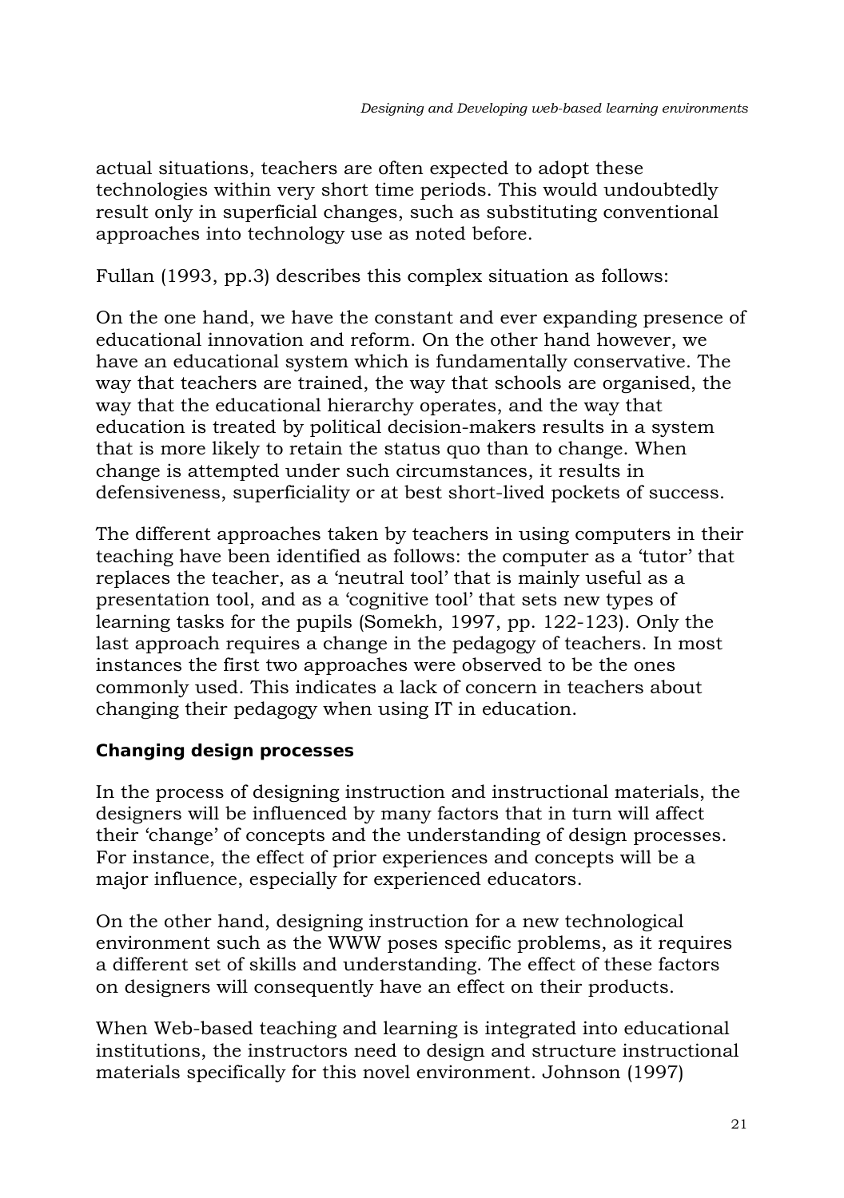actual situations, teachers are often expected to adopt these technologies within very short time periods. This would undoubtedly result only in superficial changes, such as substituting conventional approaches into technology use as noted before.

Fullan (1993, pp.3) describes this complex situation as follows:

On the one hand, we have the constant and ever expanding presence of educational innovation and reform. On the other hand however, we have an educational system which is fundamentally conservative. The way that teachers are trained, the way that schools are organised, the way that the educational hierarchy operates, and the way that education is treated by political decision-makers results in a system that is more likely to retain the status quo than to change. When change is attempted under such circumstances, it results in defensiveness, superficiality or at best short-lived pockets of success.

The different approaches taken by teachers in using computers in their teaching have been identified as follows: the computer as a 'tutor' that replaces the teacher, as a 'neutral tool' that is mainly useful as a presentation tool, and as a 'cognitive tool' that sets new types of learning tasks for the pupils (Somekh, 1997, pp. 122-123). Only the last approach requires a change in the pedagogy of teachers. In most instances the first two approaches were observed to be the ones commonly used. This indicates a lack of concern in teachers about changing their pedagogy when using IT in education.

### Changing design processes

In the process of designing instruction and instructional materials, the designers will be influenced by many factors that in turn will affect their 'change' of concepts and the understanding of design processes. For instance, the effect of prior experiences and concepts will be a major influence, especially for experienced educators.

On the other hand, designing instruction for a new technological environment such as the WWW poses specific problems, as it requires a different set of skills and understanding. The effect of these factors on designers will consequently have an effect on their products.

When Web-based teaching and learning is integrated into educational institutions, the instructors need to design and structure instructional materials specifically for this novel environment. Johnson (1997)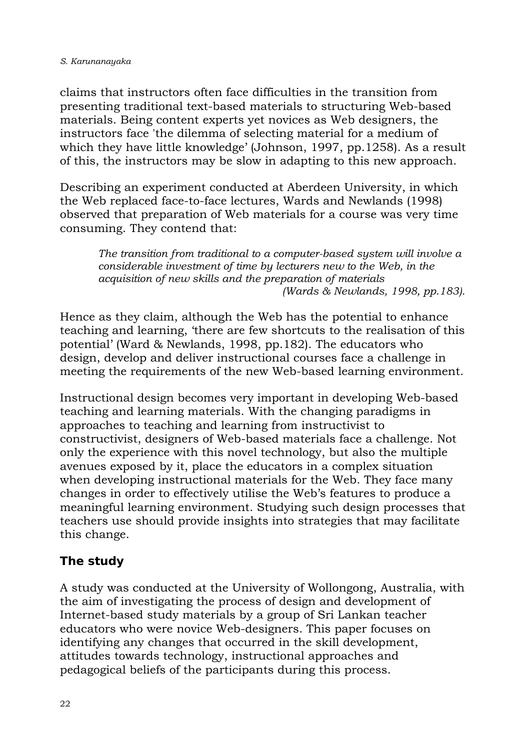claims that instructors often face difficulties in the transition from presenting traditional text-based materials to structuring Web-based materials. Being content experts yet novices as Web designers, the instructors face 'the dilemma of selecting material for a medium of which they have little knowledge' (Johnson, 1997, pp.1258). As a result of this, the instructors may be slow in adapting to this new approach.

Describing an experiment conducted at Aberdeen University, in which the Web replaced face-to-face lectures, Wards and Newlands (1998) observed that preparation of Web materials for a course was very time consuming. They contend that:

> *The transition from traditional to a computer-based system will involve a considerable investment of time by lecturers new to the Web, in the acquisition of new skills and the preparation of materials*
> *(Wards & Newlands, 1998, pp.183).*

Hence as they claim, although the Web has the potential to enhance teaching and learning, 'there are few shortcuts to the realisation of this potential' (Ward & Newlands, 1998, pp.182). The educators who design, develop and deliver instructional courses face a challenge in meeting the requirements of the new Web-based learning environment.

Instructional design becomes very important in developing Web-based teaching and learning materials. With the changing paradigms in approaches to teaching and learning from instructivist to constructivist, designers of Web-based materials face a challenge. Not only the experience with this novel technology, but also the multiple avenues exposed by it, place the educators in a complex situation when developing instructional materials for the Web. They face many changes in order to effectively utilise the Web's features to produce a meaningful learning environment. Studying such design processes that teachers use should provide insights into strategies that may facilitate this change.

## The study

A study was conducted at the University of Wollongong, Australia, with the aim of investigating the process of design and development of Internet-based study materials by a group of Sri Lankan teacher educators who were novice Web-designers. This paper focuses on identifying any changes that occurred in the skill development, attitudes towards technology, instructional approaches and pedagogical beliefs of the participants during this process.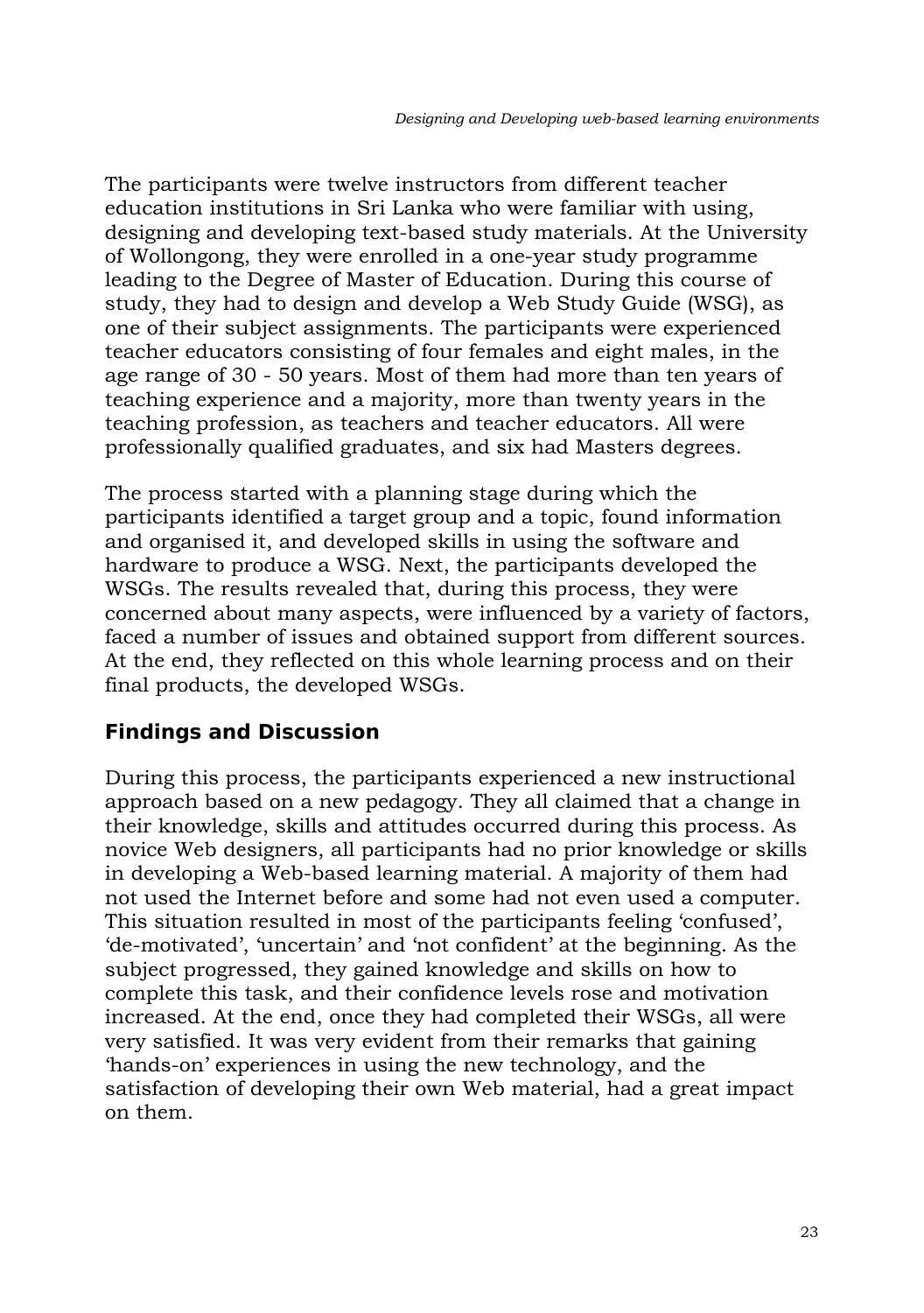The participants were twelve instructors from different teacher education institutions in Sri Lanka who were familiar with using, designing and developing text-based study materials. At the University of Wollongong, they were enrolled in a one-year study programme leading to the Degree of Master of Education. During this course of study, they had to design and develop a Web Study Guide (WSG), as one of their subject assignments. The participants were experienced teacher educators consisting of four females and eight males, in the age range of 30 - 50 years. Most of them had more than ten years of teaching experience and a majority, more than twenty years in the teaching profession, as teachers and teacher educators. All were professionally qualified graduates, and six had Masters degrees.

The process started with a planning stage during which the participants identified a target group and a topic, found information and organised it, and developed skills in using the software and hardware to produce a WSG. Next, the participants developed the WSGs. The results revealed that, during this process, they were concerned about many aspects, were influenced by a variety of factors, faced a number of issues and obtained support from different sources. At the end, they reflected on this whole learning process and on their final products, the developed WSGs.

## Findings and Discussion

During this process, the participants experienced a new instructional approach based on a new pedagogy. They all claimed that a change in their knowledge, skills and attitudes occurred during this process. As novice Web designers, all participants had no prior knowledge or skills in developing a Web-based learning material. A majority of them had not used the Internet before and some had not even used a computer. This situation resulted in most of the participants feeling 'confused', 'de-motivated', 'uncertain' and 'not confident' at the beginning. As the subject progressed, they gained knowledge and skills on how to complete this task, and their confidence levels rose and motivation increased. At the end, once they had completed their WSGs, all were very satisfied. It was very evident from their remarks that gaining 'hands-on' experiences in using the new technology, and the satisfaction of developing their own Web material, had a great impact on them.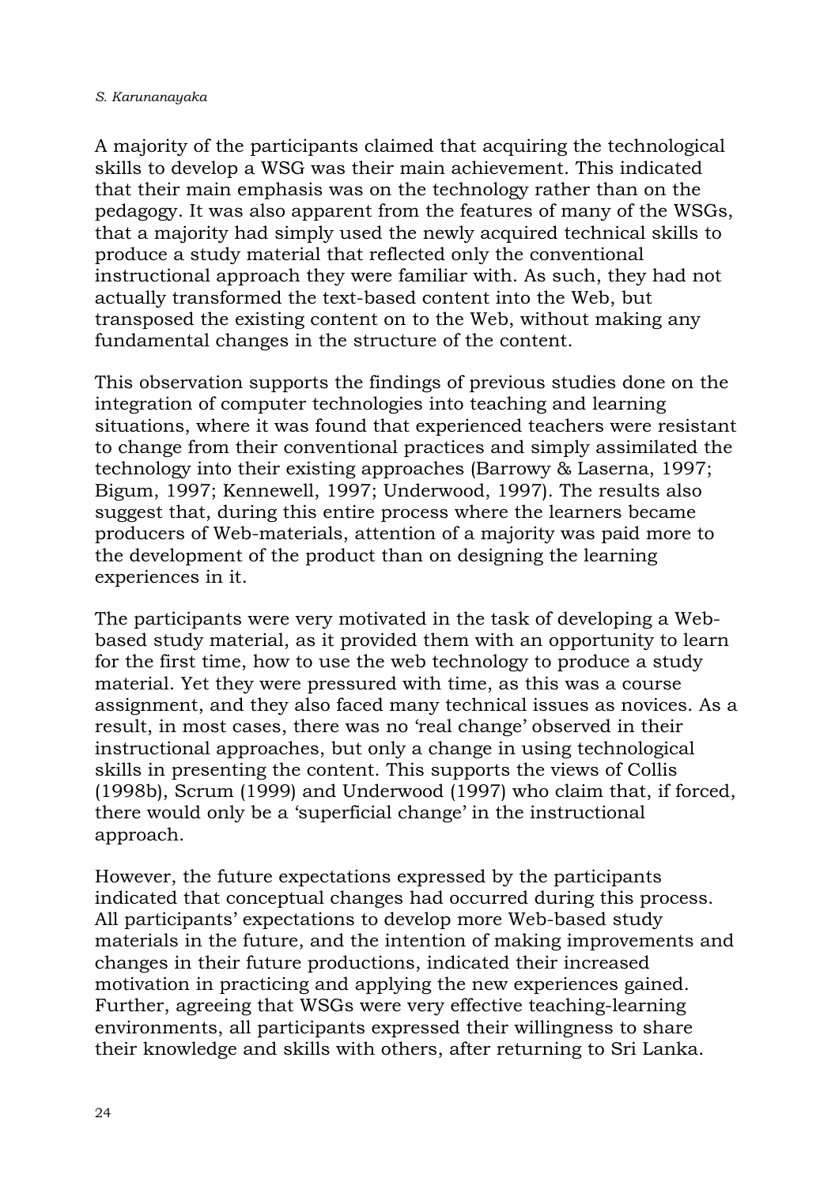A majority of the participants claimed that acquiring the technological skills to develop a WSG was their main achievement. This indicated that their main emphasis was on the technology rather than on the pedagogy. It was also apparent from the features of many of the WSGs, that a majority had simply used the newly acquired technical skills to produce a study material that reflected only the conventional instructional approach they were familiar with. As such, they had not actually transformed the text-based content into the Web, but transposed the existing content on to the Web, without making any fundamental changes in the structure of the content.

This observation supports the findings of previous studies done on the integration of computer technologies into teaching and learning situations, where it was found that experienced teachers were resistant to change from their conventional practices and simply assimilated the technology into their existing approaches (Barrowy & Laserna, 1997; Bigum, 1997; Kennewell, 1997; Underwood, 1997). The results also suggest that, during this entire process where the learners became producers of Web-materials, attention of a majority was paid more to the development of the product than on designing the learning experiences in it.

The participants were very motivated in the task of developing a Web-based study material, as it provided them with an opportunity to learn for the first time, how to use the web technology to produce a study material. Yet they were pressured with time, as this was a course assignment, and they also faced many technical issues as novices. As a result, in most cases, there was no 'real change' observed in their instructional approaches, but only a change in using technological skills in presenting the content. This supports the views of Collis (1998b), Scrum (1999) and Underwood (1997) who claim that, if forced, there would only be a 'superficial change' in the instructional approach.

However, the future expectations expressed by the participants indicated that conceptual changes had occurred during this process. All participants' expectations to develop more Web-based study materials in the future, and the intention of making improvements and changes in their future productions, indicated their increased motivation in practicing and applying the new experiences gained. Further, agreeing that WSGs were very effective teaching-learning environments, all participants expressed their willingness to share their knowledge and skills with others, after returning to Sri Lanka.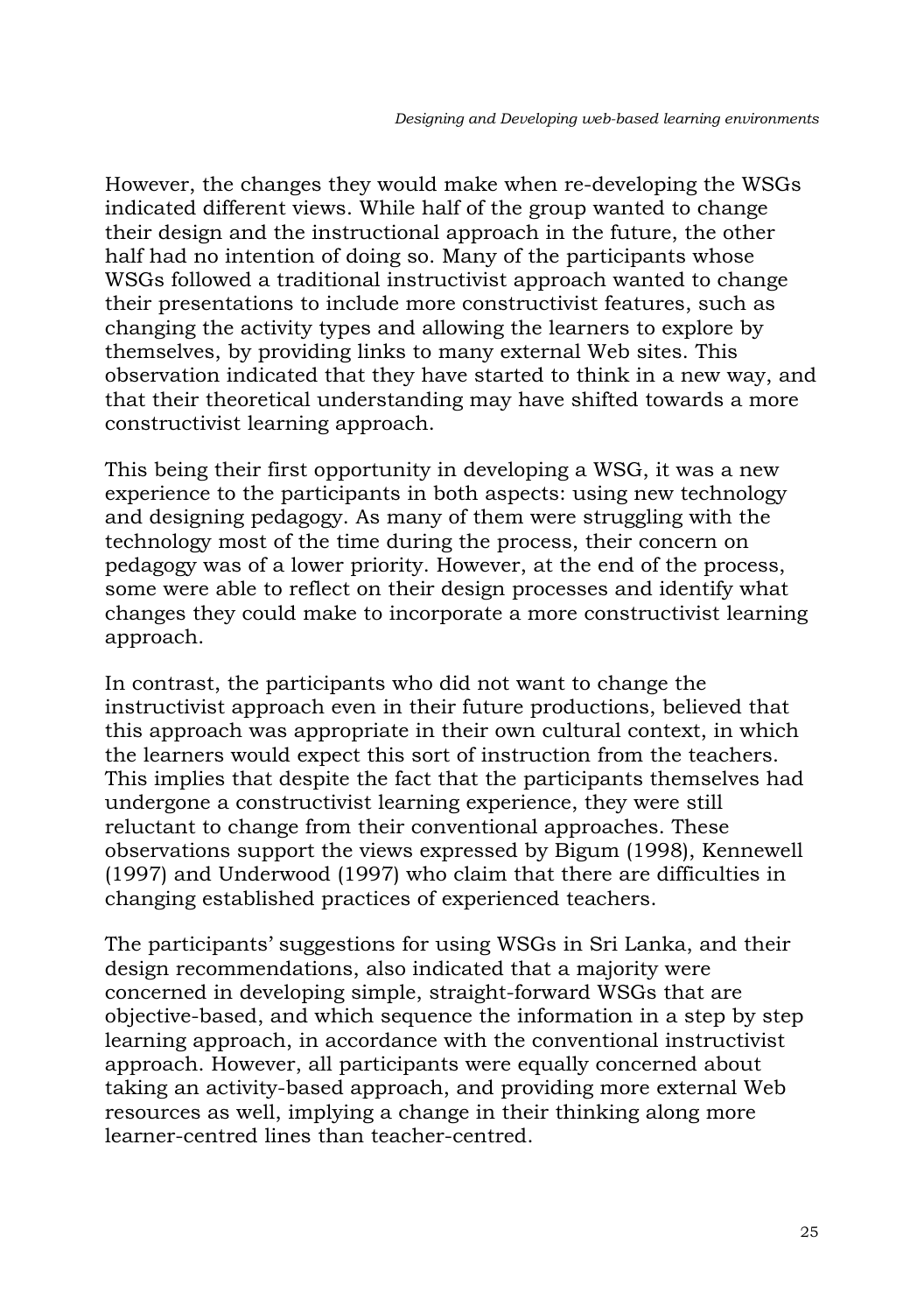However, the changes they would make when re-developing the WSGs indicated different views. While half of the group wanted to change their design and the instructional approach in the future, the other half had no intention of doing so. Many of the participants whose WSGs followed a traditional instructivist approach wanted to change their presentations to include more constructivist features, such as changing the activity types and allowing the learners to explore by themselves, by providing links to many external Web sites. This observation indicated that they have started to think in a new way, and that their theoretical understanding may have shifted towards a more constructivist learning approach.

This being their first opportunity in developing a WSG, it was a new experience to the participants in both aspects: using new technology and designing pedagogy. As many of them were struggling with the technology most of the time during the process, their concern on pedagogy was of a lower priority. However, at the end of the process, some were able to reflect on their design processes and identify what changes they could make to incorporate a more constructivist learning approach.

In contrast, the participants who did not want to change the instructivist approach even in their future productions, believed that this approach was appropriate in their own cultural context, in which the learners would expect this sort of instruction from the teachers. This implies that despite the fact that the participants themselves had undergone a constructivist learning experience, they were still reluctant to change from their conventional approaches. These observations support the views expressed by Bigum (1998), Kennewell (1997) and Underwood (1997) who claim that there are difficulties in changing established practices of experienced teachers.

The participants' suggestions for using WSGs in Sri Lanka, and their design recommendations, also indicated that a majority were concerned in developing simple, straight-forward WSGs that are objective-based, and which sequence the information in a step by step learning approach, in accordance with the conventional instructivist approach. However, all participants were equally concerned about taking an activity-based approach, and providing more external Web resources as well, implying a change in their thinking along more learner-centred lines than teacher-centred.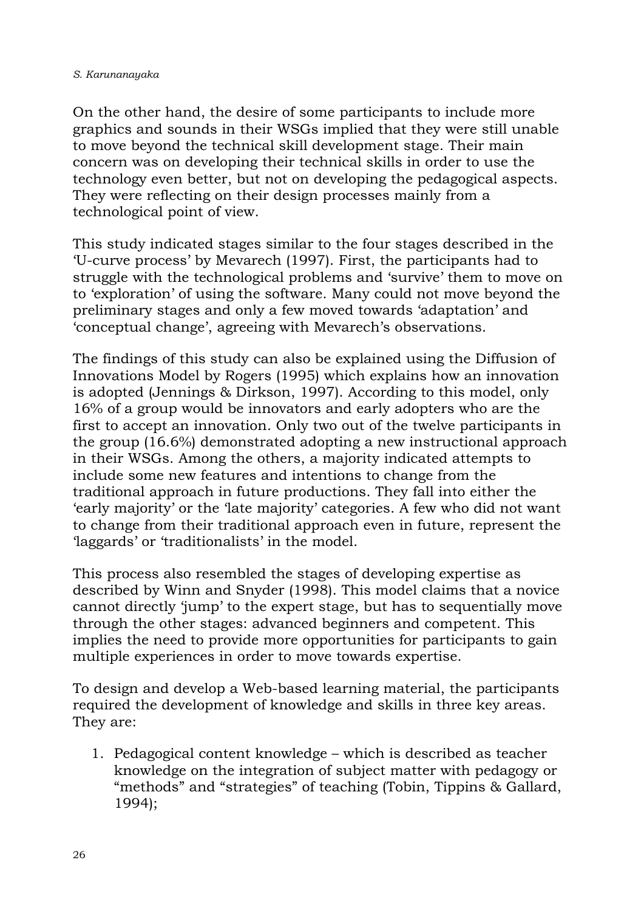On the other hand, the desire of some participants to include more graphics and sounds in their WSGs implied that they were still unable to move beyond the technical skill development stage. Their main concern was on developing their technical skills in order to use the technology even better, but not on developing the pedagogical aspects. They were reflecting on their design processes mainly from a technological point of view.

This study indicated stages similar to the four stages described in the 'U-curve process' by Mevarech (1997). First, the participants had to struggle with the technological problems and 'survive' them to move on to 'exploration' of using the software. Many could not move beyond the preliminary stages and only a few moved towards 'adaptation' and 'conceptual change', agreeing with Mevarech's observations.

The findings of this study can also be explained using the Diffusion of Innovations Model by Rogers (1995) which explains how an innovation is adopted (Jennings & Dirkson, 1997). According to this model, only 16% of a group would be innovators and early adopters who are the first to accept an innovation. Only two out of the twelve participants in the group (16.6%) demonstrated adopting a new instructional approach in their WSGs. Among the others, a majority indicated attempts to include some new features and intentions to change from the traditional approach in future productions. They fall into either the 'early majority' or the 'late majority' categories. A few who did not want to change from their traditional approach even in future, represent the 'laggards' or 'traditionalists' in the model.

This process also resembled the stages of developing expertise as described by Winn and Snyder (1998). This model claims that a novice cannot directly 'jump' to the expert stage, but has to sequentially move through the other stages: advanced beginners and competent. This implies the need to provide more opportunities for participants to gain multiple experiences in order to move towards expertise.

To design and develop a Web-based learning material, the participants required the development of knowledge and skills in three key areas. They are:

1. Pedagogical content knowledge – which is described as teacher knowledge on the integration of subject matter with pedagogy or "methods" and "strategies" of teaching (Tobin, Tippins & Gallard, 1994);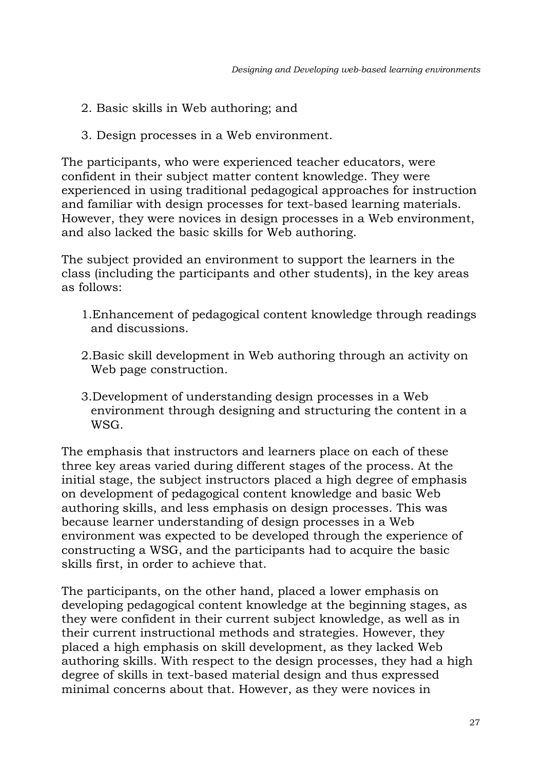2. Basic skills in Web authoring; and
3. Design processes in a Web environment.

The participants, who were experienced teacher educators, were confident in their subject matter content knowledge. They were experienced in using traditional pedagogical approaches for instruction and familiar with design processes for text-based learning materials. However, they were novices in design processes in a Web environment, and also lacked the basic skills for Web authoring.

The subject provided an environment to support the learners in the class (including the participants and other students), in the key areas as follows:

1. Enhancement of pedagogical content knowledge through readings and discussions.
2. Basic skill development in Web authoring through an activity on Web page construction.
3. Development of understanding design processes in a Web environment through designing and structuring the content in a WSG.

The emphasis that instructors and learners place on each of these three key areas varied during different stages of the process. At the initial stage, the subject instructors placed a high degree of emphasis on development of pedagogical content knowledge and basic Web authoring skills, and less emphasis on design processes. This was because learner understanding of design processes in a Web environment was expected to be developed through the experience of constructing a WSG, and the participants had to acquire the basic skills first, in order to achieve that.

The participants, on the other hand, placed a lower emphasis on developing pedagogical content knowledge at the beginning stages, as they were confident in their current subject knowledge, as well as in their current instructional methods and strategies. However, they placed a high emphasis on skill development, as they lacked Web authoring skills. With respect to the design processes, they had a high degree of skills in text-based material design and thus expressed minimal concerns about that. However, as they were novices in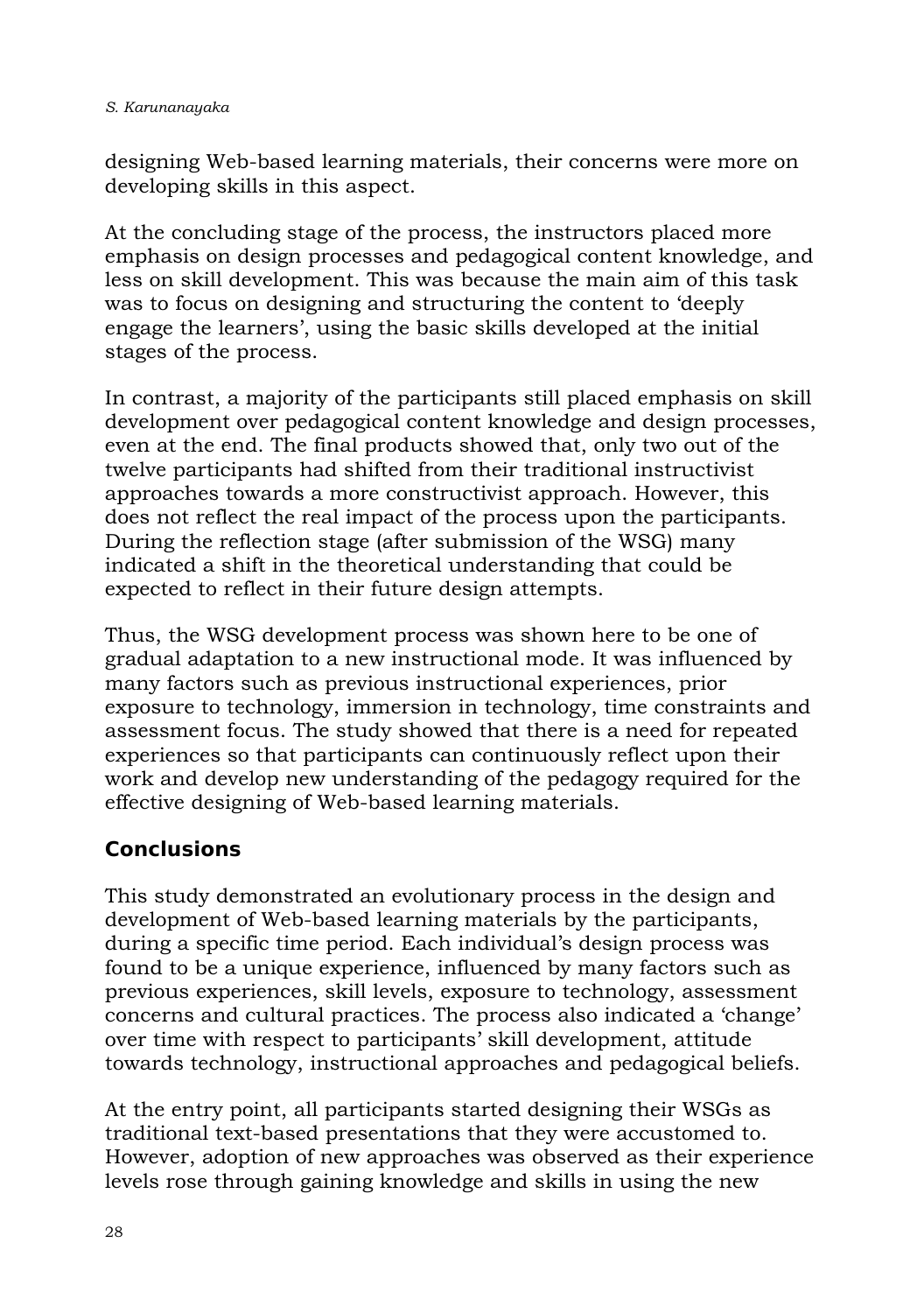designing Web-based learning materials, their concerns were more on developing skills in this aspect.

At the concluding stage of the process, the instructors placed more emphasis on design processes and pedagogical content knowledge, and less on skill development. This was because the main aim of this task was to focus on designing and structuring the content to 'deeply engage the learners', using the basic skills developed at the initial stages of the process.

In contrast, a majority of the participants still placed emphasis on skill development over pedagogical content knowledge and design processes, even at the end. The final products showed that, only two out of the twelve participants had shifted from their traditional instructivist approaches towards a more constructivist approach. However, this does not reflect the real impact of the process upon the participants. During the reflection stage (after submission of the WSG) many indicated a shift in the theoretical understanding that could be expected to reflect in their future design attempts.

Thus, the WSG development process was shown here to be one of gradual adaptation to a new instructional mode. It was influenced by many factors such as previous instructional experiences, prior exposure to technology, immersion in technology, time constraints and assessment focus. The study showed that there is a need for repeated experiences so that participants can continuously reflect upon their work and develop new understanding of the pedagogy required for the effective designing of Web-based learning materials.

## Conclusions

This study demonstrated an evolutionary process in the design and development of Web-based learning materials by the participants, during a specific time period. Each individual's design process was found to be a unique experience, influenced by many factors such as previous experiences, skill levels, exposure to technology, assessment concerns and cultural practices. The process also indicated a 'change' over time with respect to participants' skill development, attitude towards technology, instructional approaches and pedagogical beliefs.

At the entry point, all participants started designing their WSGs as traditional text-based presentations that they were accustomed to. However, adoption of new approaches was observed as their experience levels rose through gaining knowledge and skills in using the new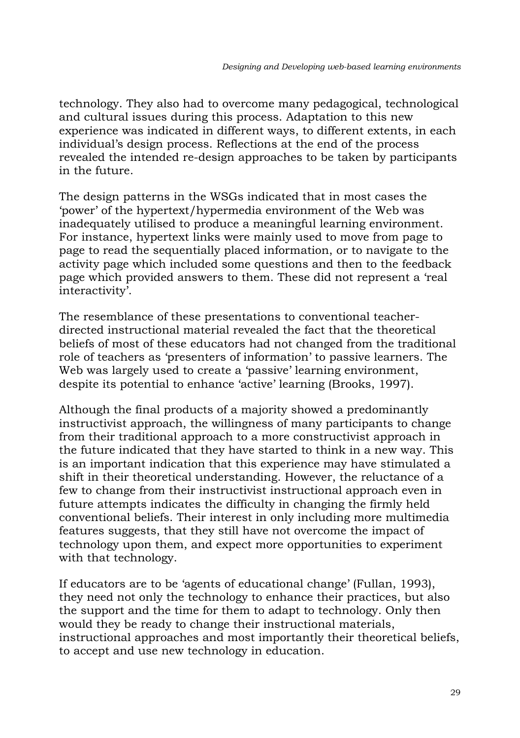technology. They also had to overcome many pedagogical, technological and cultural issues during this process. Adaptation to this new experience was indicated in different ways, to different extents, in each individual's design process. Reflections at the end of the process revealed the intended re-design approaches to be taken by participants in the future.

The design patterns in the WSGs indicated that in most cases the 'power' of the hypertext/hypermedia environment of the Web was inadequately utilised to produce a meaningful learning environment. For instance, hypertext links were mainly used to move from page to page to read the sequentially placed information, or to navigate to the activity page which included some questions and then to the feedback page which provided answers to them. These did not represent a 'real interactivity'.

The resemblance of these presentations to conventional teacher-directed instructional material revealed the fact that the theoretical beliefs of most of these educators had not changed from the traditional role of teachers as 'presenters of information' to passive learners. The Web was largely used to create a 'passive' learning environment, despite its potential to enhance 'active' learning (Brooks, 1997).

Although the final products of a majority showed a predominantly instructivist approach, the willingness of many participants to change from their traditional approach to a more constructivist approach in the future indicated that they have started to think in a new way. This is an important indication that this experience may have stimulated a shift in their theoretical understanding. However, the reluctance of a few to change from their instructivist instructional approach even in future attempts indicates the difficulty in changing the firmly held conventional beliefs. Their interest in only including more multimedia features suggests, that they still have not overcome the impact of technology upon them, and expect more opportunities to experiment with that technology.

If educators are to be 'agents of educational change' (Fullan, 1993), they need not only the technology to enhance their practices, but also the support and the time for them to adapt to technology. Only then would they be ready to change their instructional materials, instructional approaches and most importantly their theoretical beliefs, to accept and use new technology in education.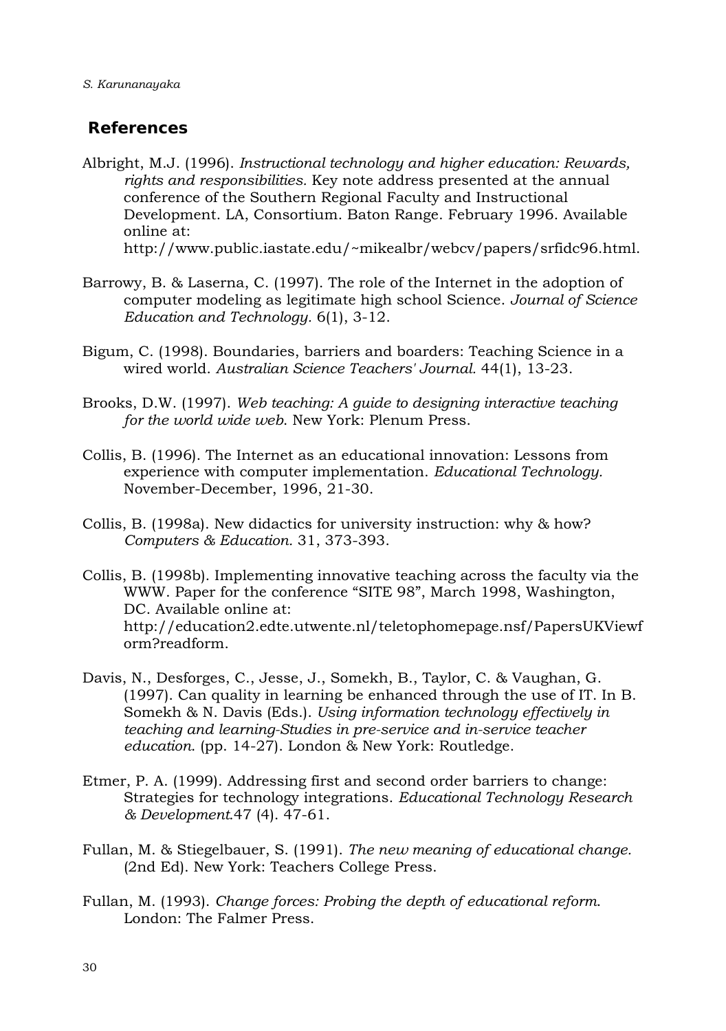## References

Albright, M.J. (1996). *Instructional technology and higher education: Rewards, rights and responsibilities.* Key note address presented at the annual conference of the Southern Regional Faculty and Instructional Development. LA, Consortium. Baton Range. February 1996. Available online at: http://www.public.iastate.edu/~mikealbr/webcv/papers/srfidc96.html.

Barrowy, B. & Laserna, C. (1997). The role of the Internet in the adoption of computer modeling as legitimate high school Science. *Journal of Science Education and Technology.* 6(1), 3-12.

Bigum, C. (1998). Boundaries, barriers and boarders: Teaching Science in a wired world. *Australian Science Teachers' Journal.* 44(1), 13-23.

Brooks, D.W. (1997). *Web teaching: A guide to designing interactive teaching for the world wide web*. New York: Plenum Press.

Collis, B. (1996). The Internet as an educational innovation: Lessons from experience with computer implementation. *Educational Technology.* November-December, 1996, 21-30.

Collis, B. (1998a). New didactics for university instruction: why & how? *Computers & Education.* 31, 373-393.

Collis, B. (1998b). Implementing innovative teaching across the faculty via the WWW. Paper for the conference "SITE 98", March 1998, Washington, DC. Available online at: http://education2.edte.utwente.nl/teletophomepage.nsf/PapersUKViewform?readform.

Davis, N., Desforges, C., Jesse, J., Somekh, B., Taylor, C. & Vaughan, G. (1997). Can quality in learning be enhanced through the use of IT. In B. Somekh & N. Davis (Eds.). *Using information technology effectively in teaching and learning-Studies in pre-service and in-service teacher education*. (pp. 14-27). London & New York: Routledge.

Etmer, P. A. (1999). Addressing first and second order barriers to change: Strategies for technology integrations. *Educational Technology Research & Development.*47 (4). 47-61.

Fullan, M. & Stiegelbauer, S. (1991). *The new meaning of educational change.* (2nd Ed). New York: Teachers College Press.

Fullan, M. (1993). *Change forces: Probing the depth of educational reform*. London: The Falmer Press.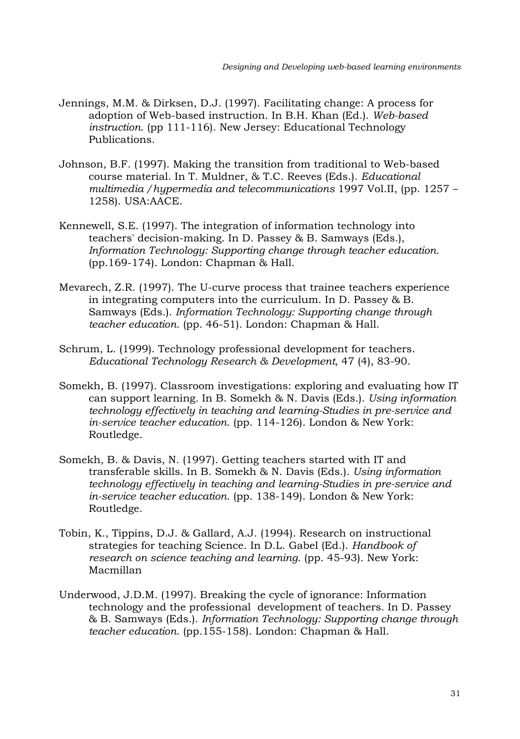Jennings, M.M. & Dirksen, D.J. (1997). Facilitating change: A process for adoption of Web-based instruction. In B.H. Khan (Ed.). *Web-based instruction*. (pp 111-116). New Jersey: Educational Technology Publications.

Johnson, B.F. (1997). Making the transition from traditional to Web-based course material. In T. Muldner, & T.C. Reeves (Eds.). *Educational multimedia /hypermedia and telecommunications* 1997 Vol.II, (pp. 1257 – 1258). USA:AACE.

Kennewell, S.E. (1997). The integration of information technology into teachers' decision-making. In D. Passey & B. Samways (Eds.), *Information Technology: Supporting change through teacher education*. (pp.169-174). London: Chapman & Hall.

Mevarech, Z.R. (1997). The U-curve process that trainee teachers experience in integrating computers into the curriculum. In D. Passey & B. Samways (Eds.). *Information Technology: Supporting change through teacher education*. (pp. 46-51). London: Chapman & Hall.

Schrum, L. (1999). Technology professional development for teachers. *Educational Technology Research & Development*, 47 (4), 83-90.

Somekh, B. (1997). Classroom investigations: exploring and evaluating how IT can support learning. In B. Somekh & N. Davis (Eds.). *Using information technology effectively in teaching and learning-Studies in pre-service and in-service teacher education*. (pp. 114-126). London & New York: Routledge.

Somekh, B. & Davis, N. (1997). Getting teachers started with IT and transferable skills. In B. Somekh & N. Davis (Eds.). *Using information technology effectively in teaching and learning-Studies in pre-service and in-service teacher education*. (pp. 138-149). London & New York: Routledge.

Tobin, K., Tippins, D.J. & Gallard, A.J. (1994). Research on instructional strategies for teaching Science. In D.L. Gabel (Ed.). *Handbook of research on science teaching and learning*. (pp. 45-93). New York: Macmillan

Underwood, J.D.M. (1997). Breaking the cycle of ignorance: Information technology and the professional development of teachers. In D. Passey & B. Samways (Eds.). *Information Technology: Supporting change through teacher education*. (pp.155-158). London: Chapman & Hall.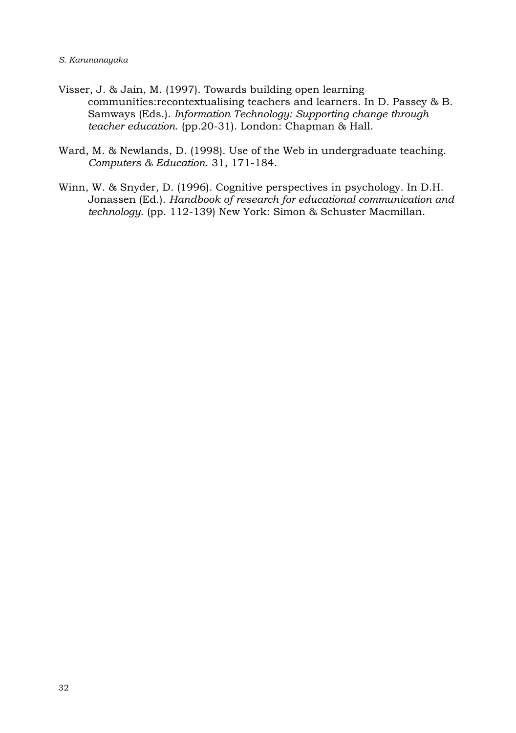Visser, J. & Jain, M. (1997). Towards building open learning communities:recontextualising teachers and learners. In D. Passey & B. Samways (Eds.). *Information Technology: Supporting change through teacher education*. (pp.20-31). London: Chapman & Hall.

Ward, M. & Newlands, D. (1998). Use of the Web in undergraduate teaching. *Computers & Education*. 31, 171-184.

Winn, W. & Snyder, D. (1996). Cognitive perspectives in psychology. In D.H. Jonassen (Ed.). *Handbook of research for educational communication and technology*. (pp. 112-139) New York: Simon & Schuster Macmillan.